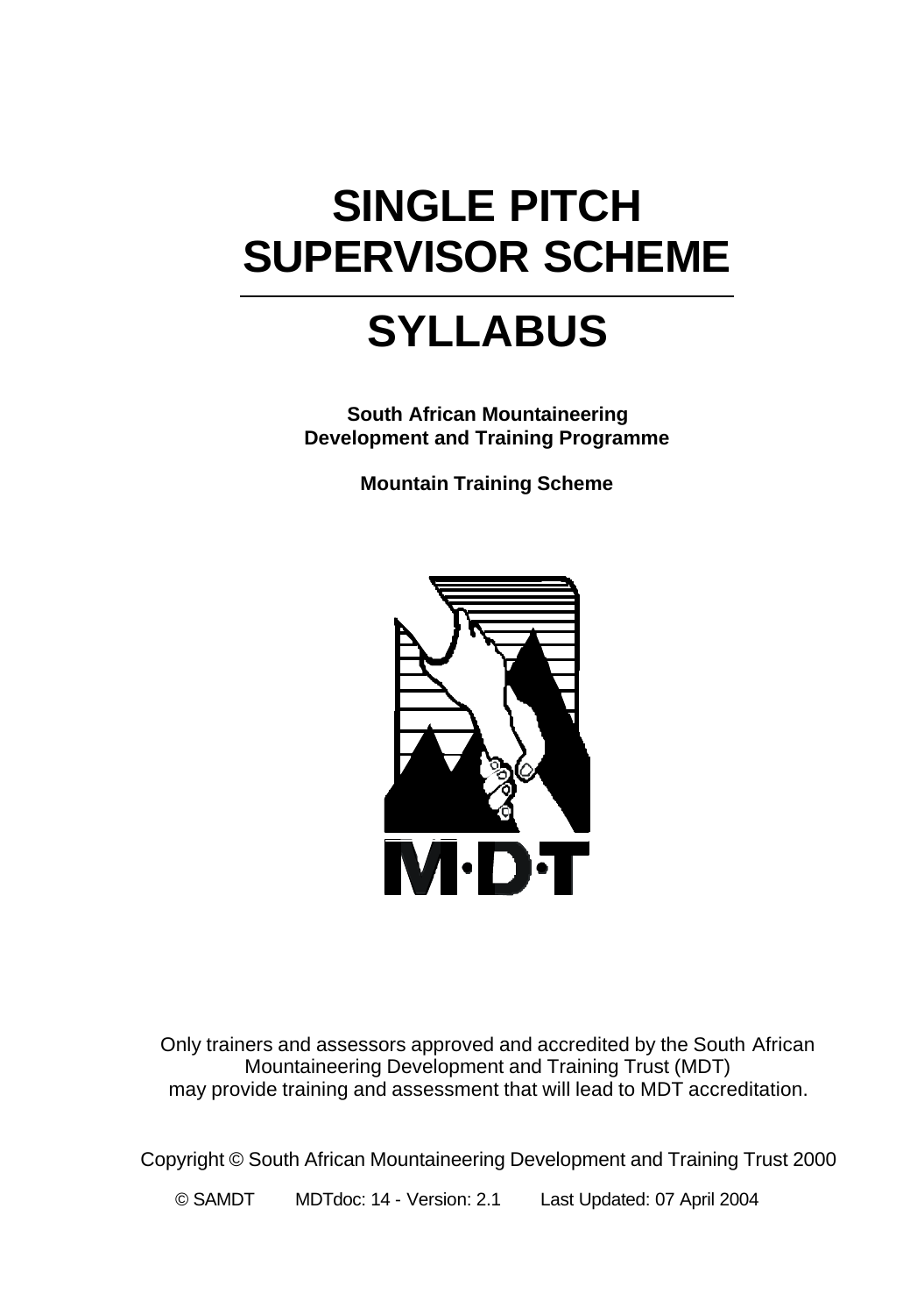# SINGLE PITCH SUPERVISOR SCHEME

# SYLLABUS

**South African Mountaineering Development and Training Programme**

**Mountain Training Scheme**

M·D·T

Only trainers and assessors approved and accredited by the South African Mountaineering Development and Training Trust (MDT) may provide training and assessment that will lead to MDT accreditation.

Copyright © South African Mountaineering Development and Training Trust 2000

© SAMDT MDTdoc: 14 - Version: 2.1 Last Updated: 07 April 2004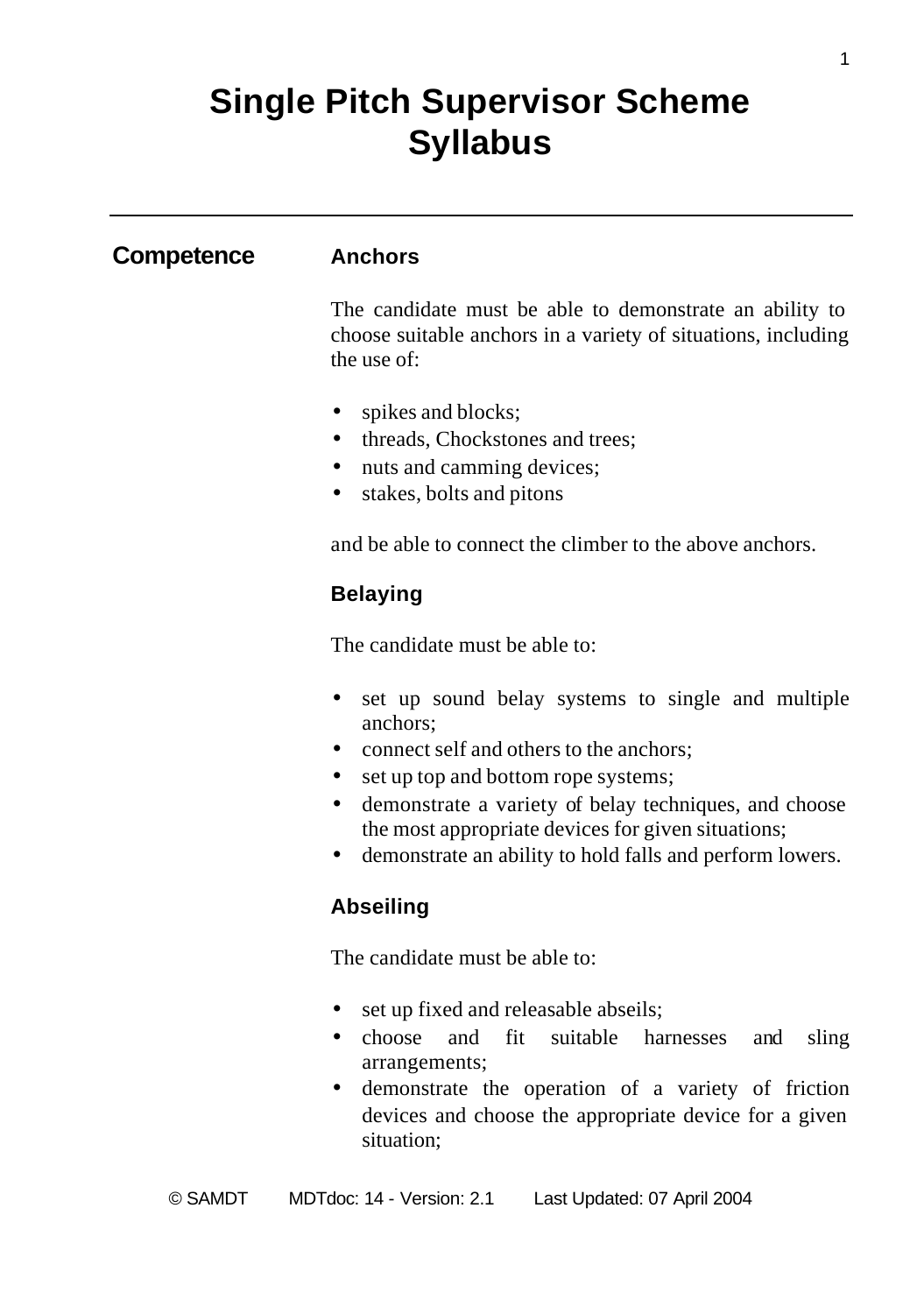# Single Pitch Supervisor Scheme Syllabus

---

## Competence

### Anchors

The candidate must be able to demonstrate an ability to choose suitable anchors in a variety of situations, including the use of:

- spikes and blocks;
- threads, Chockstones and trees;
- nuts and camming devices;
- stakes, bolts and pitons

and be able to connect the climber to the above anchors.

### Belaying

The candidate must be able to:

- set up sound belay systems to single and multiple anchors;
- connect self and others to the anchors;
- set up top and bottom rope systems;
- demonstrate a variety of belay techniques, and choose the most appropriate devices for given situations;
- demonstrate an ability to hold falls and perform lowers.

### Abseiling

The candidate must be able to:

- set up fixed and releasable abseils;
- choose and fit suitable harnesses and sling arrangements;
- demonstrate the operation of a variety of friction devices and choose the appropriate device for a given situation;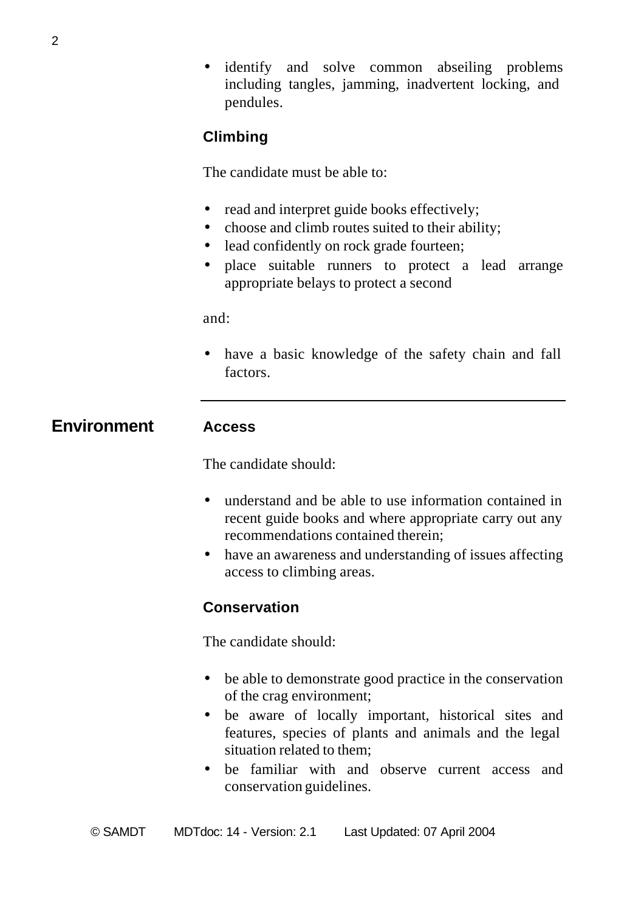- identify and solve common abseiling problems including tangles, jamming, inadvertent locking, and pendules.

### Climbing

The candidate must be able to:

- read and interpret guide books effectively;
- choose and climb routes suited to their ability;
- lead confidently on rock grade fourteen;
- place suitable runners to protect a lead arrange appropriate belays to protect a second

and:

- have a basic knowledge of the safety chain and fall factors.

---

## Environment

### Access

The candidate should:

- understand and be able to use information contained in recent guide books and where appropriate carry out any recommendations contained therein;
- have an awareness and understanding of issues affecting access to climbing areas.

### Conservation

The candidate should:

- be able to demonstrate good practice in the conservation of the crag environment;
- be aware of locally important, historical sites and features, species of plants and animals and the legal situation related to them;
- be familiar with and observe current access and conservation guidelines.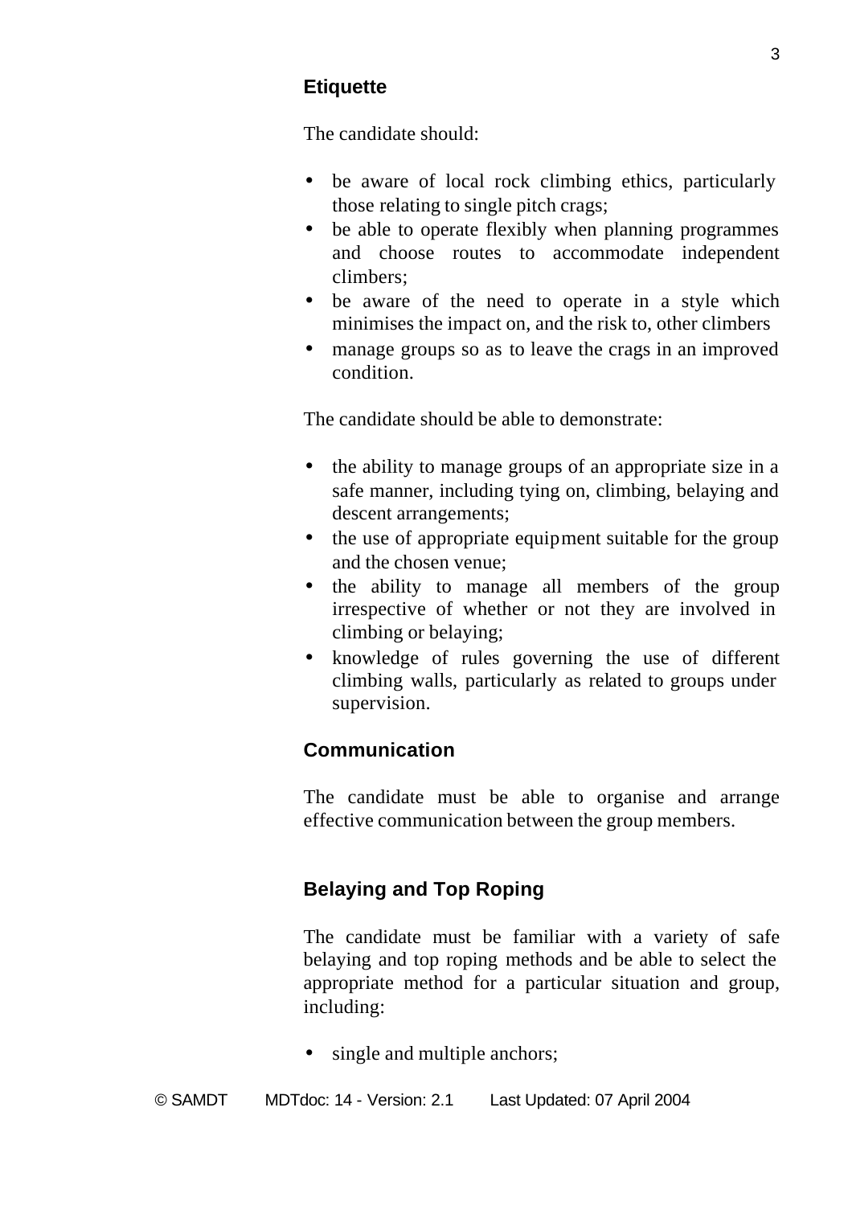## Etiquette

The candidate should:

- be aware of local rock climbing ethics, particularly those relating to single pitch crags;
- be able to operate flexibly when planning programmes and choose routes to accommodate independent climbers;
- be aware of the need to operate in a style which minimises the impact on, and the risk to, other climbers
- manage groups so as to leave the crags in an improved condition.

The candidate should be able to demonstrate:

- the ability to manage groups of an appropriate size in a safe manner, including tying on, climbing, belaying and descent arrangements;
- the use of appropriate equipment suitable for the group and the chosen venue;
- the ability to manage all members of the group irrespective of whether or not they are involved in climbing or belaying;
- knowledge of rules governing the use of different climbing walls, particularly as related to groups under supervision.

## Communication

The candidate must be able to organise and arrange effective communication between the group members.

## Belaying and Top Roping

The candidate must be familiar with a variety of safe belaying and top roping methods and be able to select the appropriate method for a particular situation and group, including:

- single and multiple anchors;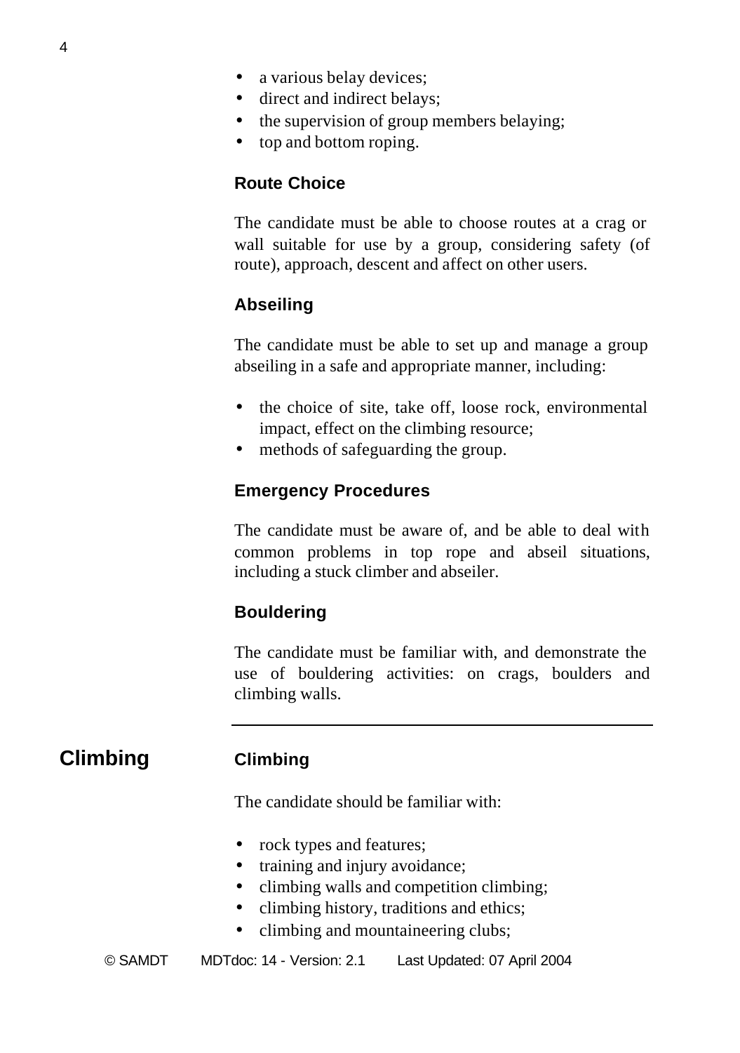- a various belay devices;
- direct and indirect belays;
- the supervision of group members belaying;
- top and bottom roping.

### Route Choice

The candidate must be able to choose routes at a crag or wall suitable for use by a group, considering safety (of route), approach, descent and affect on other users.

### Abseiling

The candidate must be able to set up and manage a group abseiling in a safe and appropriate manner, including:

- the choice of site, take off, loose rock, environmental impact, effect on the climbing resource;
- methods of safeguarding the group.

### Emergency Procedures

The candidate must be aware of, and be able to deal with common problems in top rope and abseil situations, including a stuck climber and abseiler.

### Bouldering

The candidate must be familiar with, and demonstrate the use of bouldering activities: on crags, boulders and climbing walls.

---

## Climbing

### Climbing

The candidate should be familiar with:

- rock types and features;
- training and injury avoidance;
- climbing walls and competition climbing;
- climbing history, traditions and ethics;
- climbing and mountaineering clubs;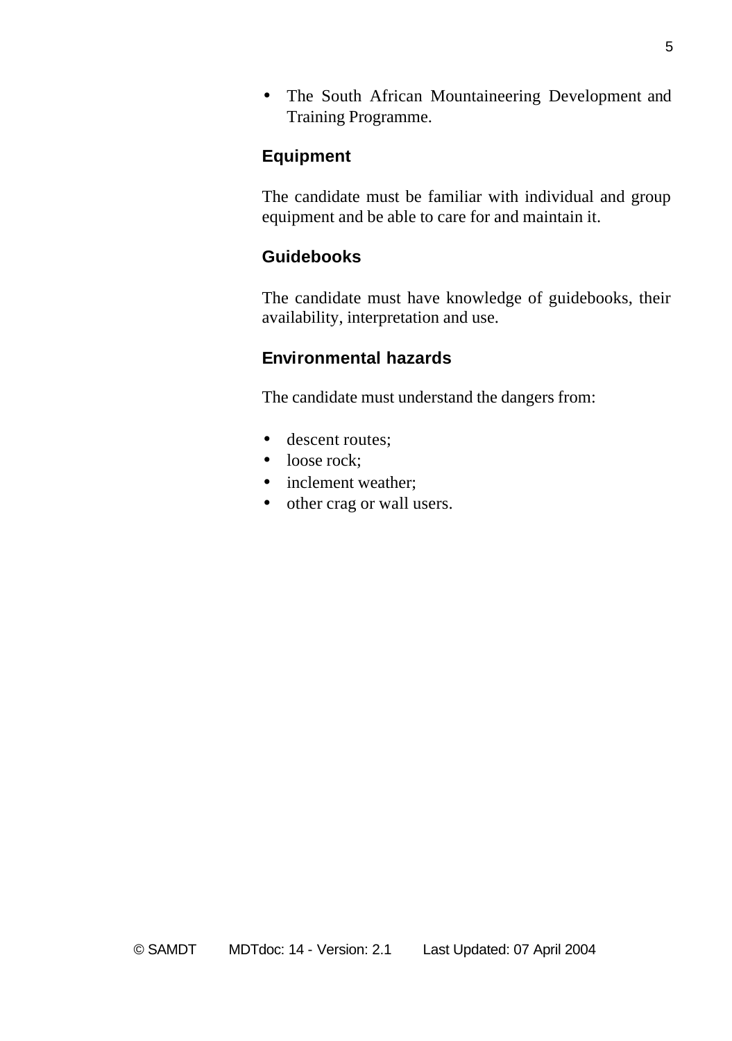- The South African Mountaineering Development and Training Programme.

### Equipment

The candidate must be familiar with individual and group equipment and be able to care for and maintain it.

### Guidebooks

The candidate must have knowledge of guidebooks, their availability, interpretation and use.

### Environmental hazards

The candidate must understand the dangers from:

- descent routes;
- loose rock;
- inclement weather;
- other crag or wall users.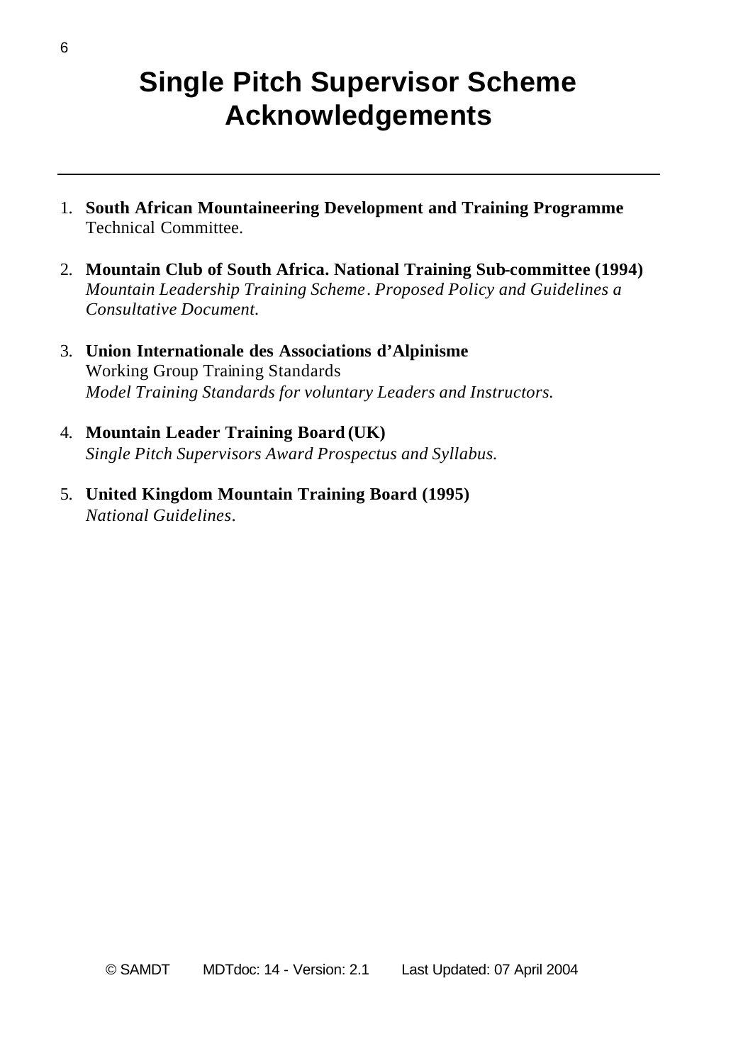# Single Pitch Supervisor Scheme Acknowledgements

1. **South African Mountaineering Development and Training Programme** Technical Committee.

2. **Mountain Club of South Africa. National Training Sub-committee (1994)** *Mountain Leadership Training Scheme. Proposed Policy and Guidelines a Consultative Document.*

3. **Union Internationale des Associations d'Alpinisme**
   Working Group Training Standards
   *Model Training Standards for voluntary Leaders and Instructors.*

4. **Mountain Leader Training Board (UK)**
   *Single Pitch Supervisors Award Prospectus and Syllabus.*

5. **United Kingdom Mountain Training Board (1995)**
   *National Guidelines.*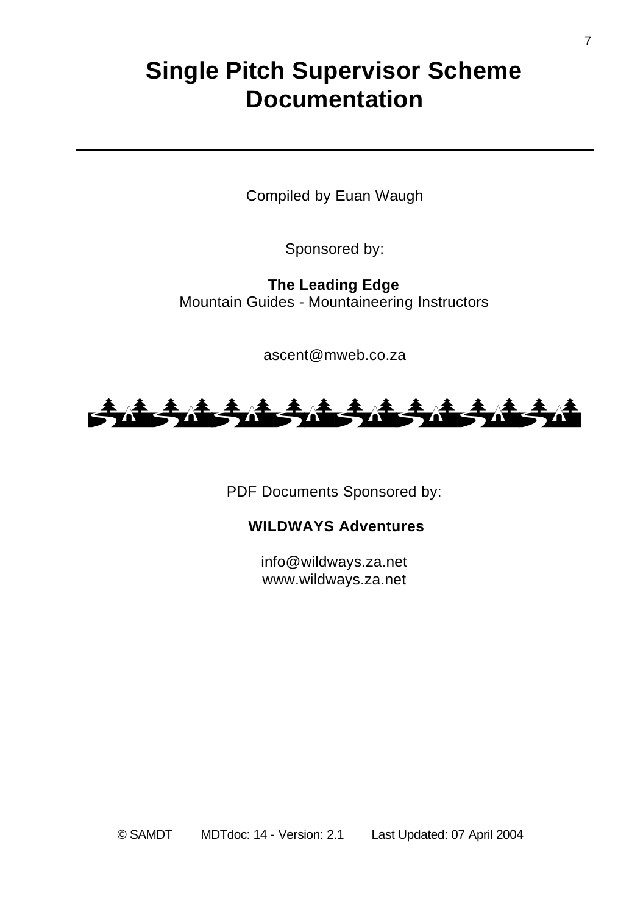# Single Pitch Supervisor Scheme Documentation

---

Compiled by Euan Waugh

Sponsored by:

**The Leading Edge**
Mountain Guides - Mountaineering Instructors

ascent@mweb.co.za

PDF Documents Sponsored by:

**WILDWAYS Adventures**

info@wildways.za.net
www.wildways.za.net

© SAMDT MDTdoc: 14 - Version: 2.1 Last Updated: 07 April 2004